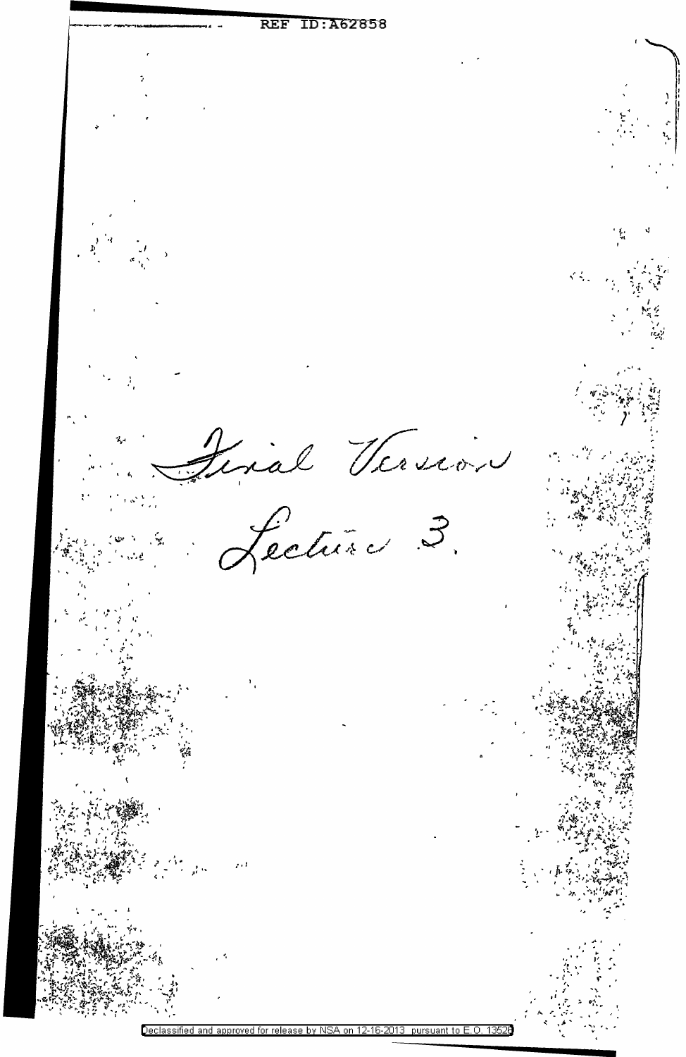Final Version

Lecture 3.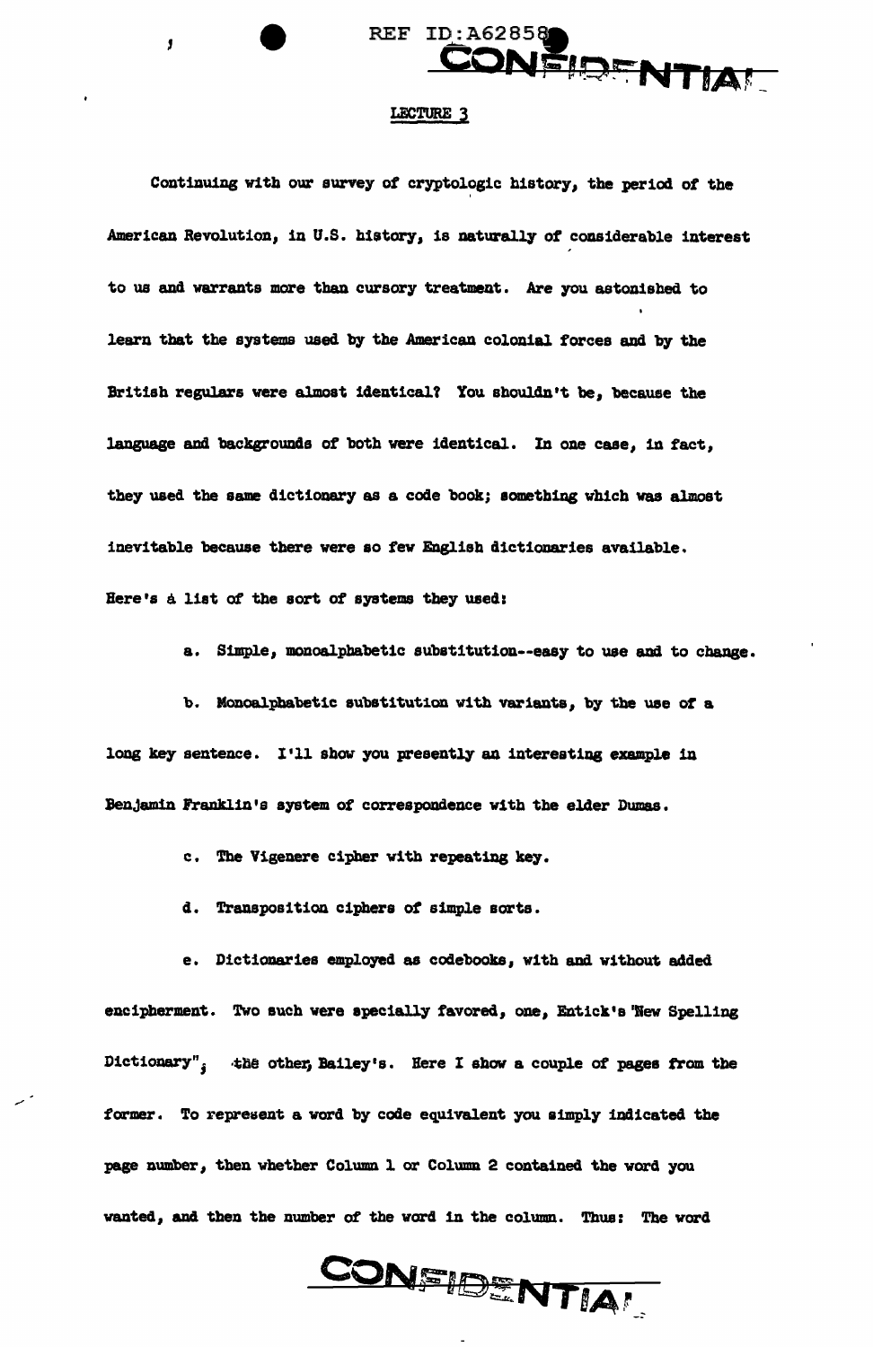LECTURE 3

Continuing with our survey of cryptologic history, the period of the American Revolution, in U.S. history, is naturally of considerable interest to us and warrants more than cursory treatment. Are you astonished to learn that the systems used by the American colonial forces and by the British regulars were almost identical? You shouldn't be, because the language and backgrounds of both were identical. In one case, in fact, they used the same dictionary as a code book; something which was almost inevitable because there were so few English dictionaries available. Here's a list of the sort of systems they used:

a. Simple, monoalphabetic substitution--easy to use and to change.

b. Monoalphabetic substitution with variants, by the use of a long key sentence. I'll show you presently an interesting example in Benjamin Franklin's system of correspondence with the elder Dumas.

c. The Vigenere cipher with repeating key.

d. Transposition ciphers of simple sorts.

e. Dictionaries employed as codebooks, with and without added encipherment. Two such were specially favored, one, Entick's "New Spelling Dictionary"; the other, Bailey's. Here I show a couple of pages from the former. To represent a word by code equivalent you simply indicated the page number, then whether Column 1 or Column 2 contained the word you wanted, and then the number of the word in the column. Thus: The word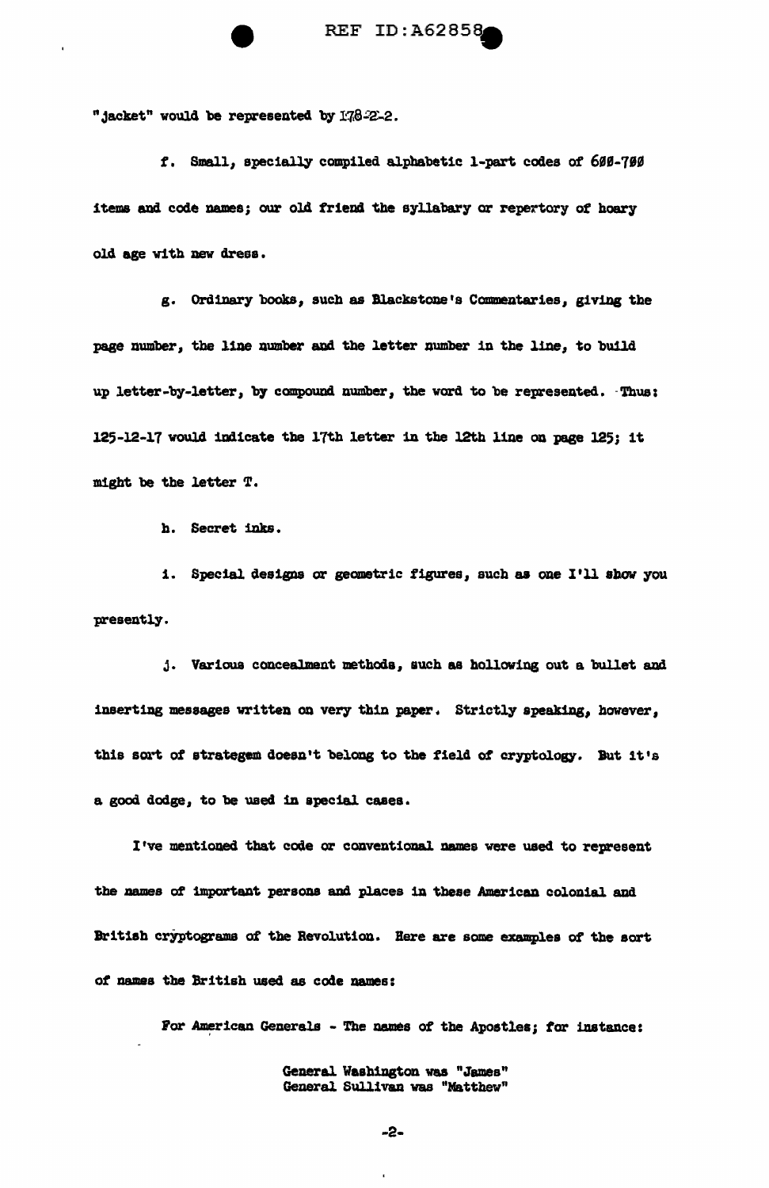"jacket" would be represented by 178-2-2.

f. Small, specially compiled alphabetic 1-part codes of 600-700 items and code names; our old friend the syllabary or repertory of hoary old age with new dress.

g. Ordinary books, such as Blackstone's Commentaries, giving the page number, the line number and the letter number in the line, to build up letter-by-letter, by compound number, the word to be represented. Thus: 125-12-17 would indicate the 17th letter in the 12th line on page 125; it might be the letter T.

h. Secret inks.

i. Special designs or geometric figures, such as one I'll show you presently.

j. Various concealment methods, such as hollowing out a bullet and inserting messages written on very thin paper. Strictly speaking, however, this sort of strategem doesn't belong to the field of cryptology. But it's a good dodge, to be used in special cases.

I've mentioned that code or conventional names were used to represent the names of important persons and places in these American colonial and British cryptograms of the Revolution. Here are some examples of the sort of names the British used as code names:

For American Generals - The names of the Apostles; for instance:

General Washington was "James"
General Sullivan was "Matthew"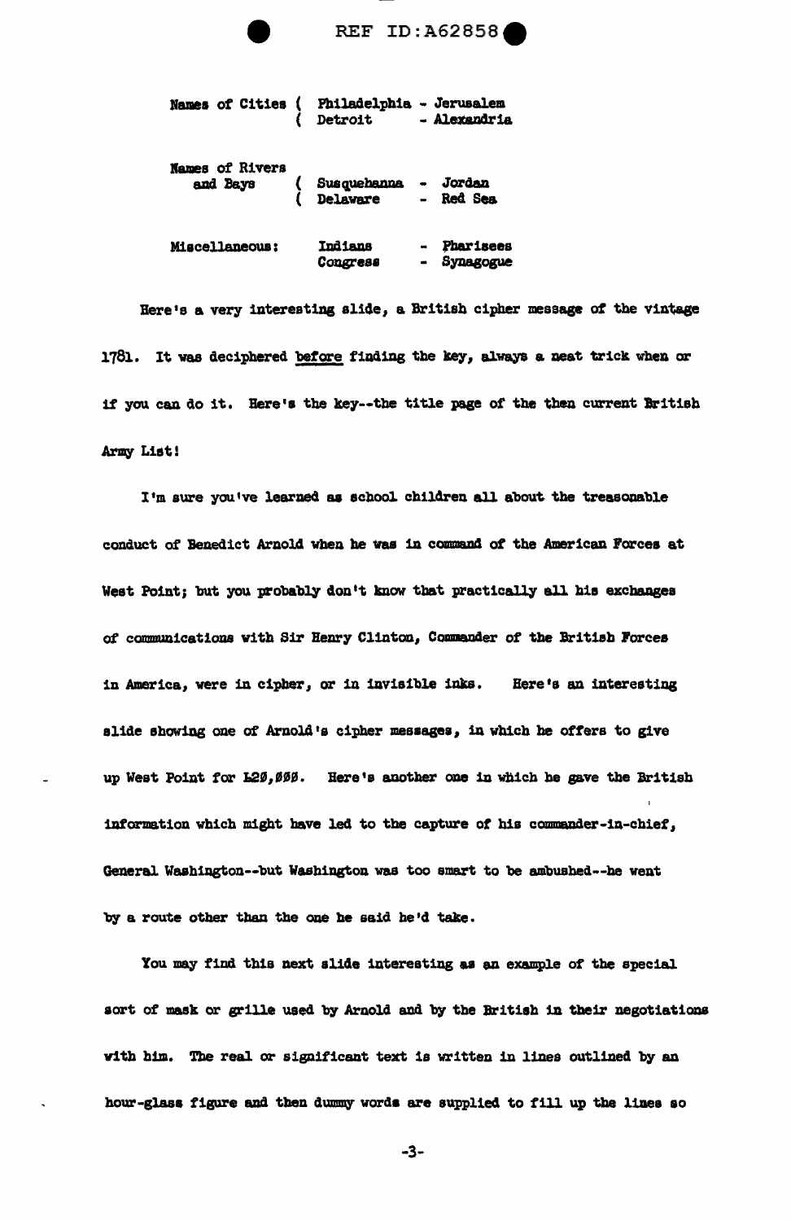REF ID:A62858

| | | |
|---|---|---|
| Names of Cities | Philadelphia | - Jerusalem |
| | Detroit | - Alexandria |
| Names of Rivers and Bays | Susquehanna | - Jordan |
| | Delaware | - Red Sea |
| Miscellaneous: | Indians | - Pharisees |
| | Congress | - Synagogue |

Here's a very interesting slide, a British cipher message of the vintage 1781. It was deciphered before finding the key, always a neat trick when or if you can do it. Here's the key--the title page of the then current British Army List!

I'm sure you've learned as school children all about the treasonable conduct of Benedict Arnold when he was in command of the American Forces at West Point; but you probably don't know that practically all his exchanges of communications with Sir Henry Clinton, Commander of the British Forces in America, were in cipher, or in invisible inks. Here's an interesting slide showing one of Arnold's cipher messages, in which he offers to give up West Point for £20,000. Here's another one in which he gave the British information which might have led to the capture of his commander-in-chief, General Washington--but Washington was too smart to be ambushed--he went by a route other than the one he said he'd take.

You may find this next slide interesting as an example of the special sort of mask or grille used by Arnold and by the British in their negotiations with him. The real or significant text is written in lines outlined by an hour-glass figure and then dummy words are supplied to fill up the lines so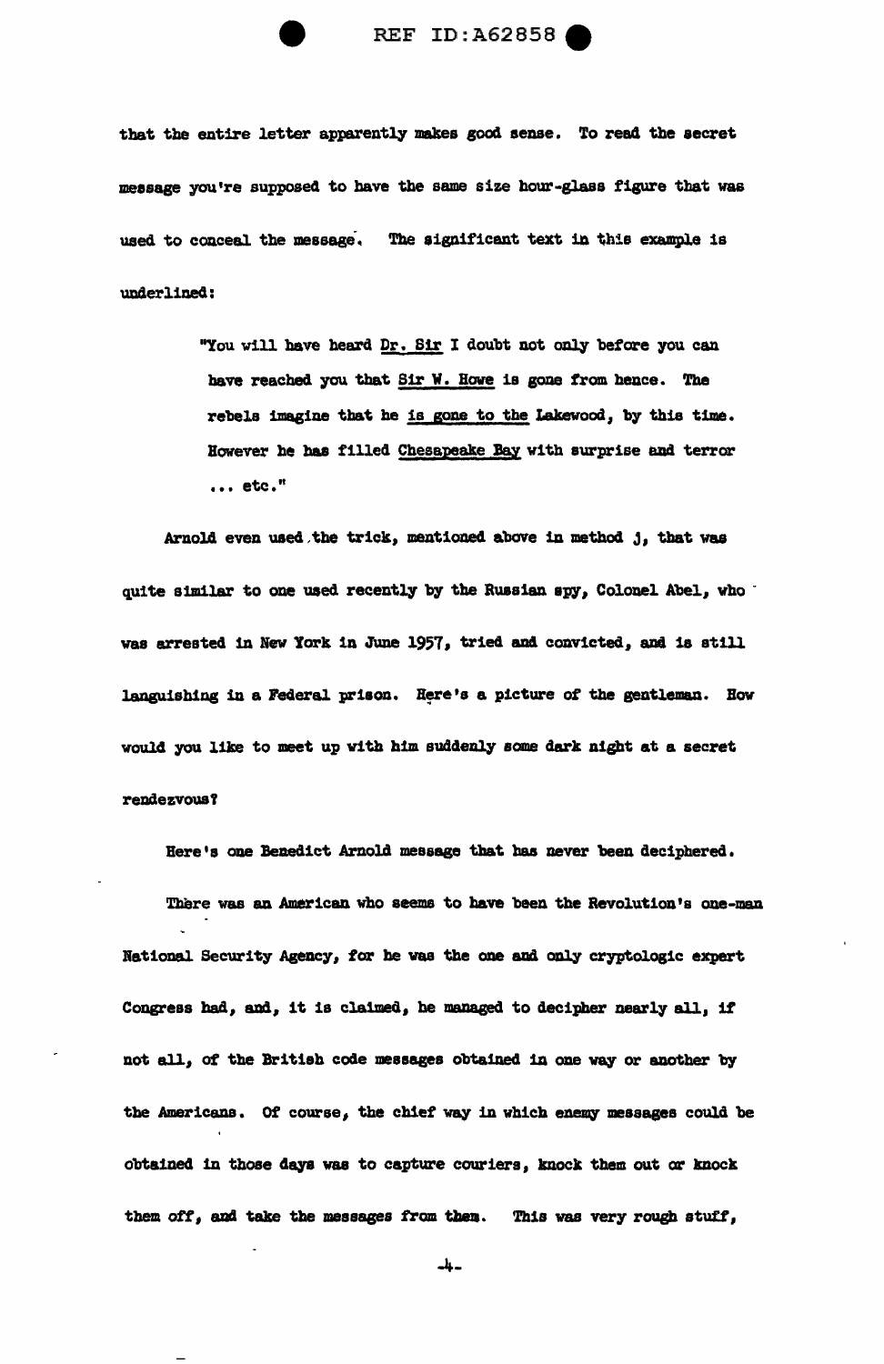that the entire letter apparently makes good sense. To read the secret message you're supposed to have the same size hour-glass figure that was used to conceal the message. The significant text in this example is underlined:

> "You will have heard <u>Dr. Sir</u> I doubt not only before you can have reached you that <u>Sir W. Howe</u> is gone from hence. The rebels imagine that he <u>is gone to the</u> Lakewood, by this time. However he has filled <u>Chesapeake Bay</u> with surprise and terror ... etc."

Arnold even used the trick, mentioned above in method j, that was quite similar to one used recently by the Russian spy, Colonel Abel, who was arrested in New York in June 1957, tried and convicted, and is still languishing in a Federal prison. Here's a picture of the gentleman. How would you like to meet up with him suddenly some dark night at a secret rendezvous?

Here's one Benedict Arnold message that has never been deciphered.

There was an American who seems to have been the Revolution's one-man National Security Agency, for he was the one and only cryptologic expert Congress had, and, it is claimed, he managed to decipher nearly all, if not all, of the British code messages obtained in one way or another by the Americans. Of course, the chief way in which enemy messages could be obtained in those days was to capture couriers, knock them out or knock them off, and take the messages from them. This was very rough stuff,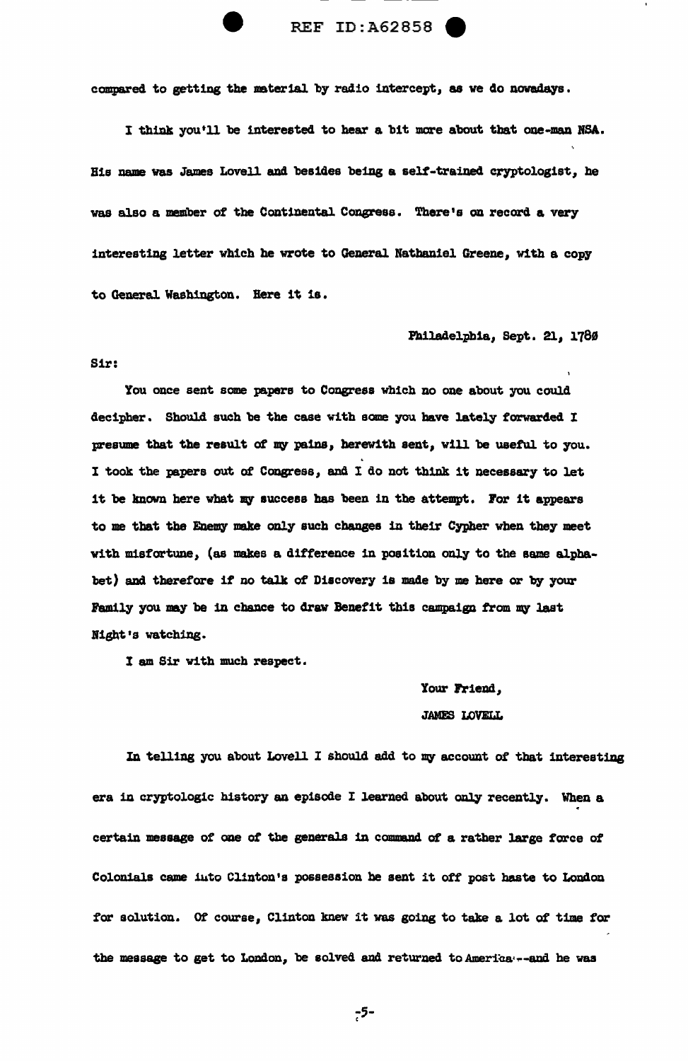compared to getting the material by radio intercept, as we do nowadays.

I think you'll be interested to hear a bit more about that one-man NSA. His name was James Lovell and besides being a self-trained cryptologist, he was also a member of the Continental Congress. There's on record a very interesting letter which he wrote to General Nathaniel Greene, with a copy to General Washington. Here it is.

Philadelphia, Sept. 21, 1780

Sir:

You once sent some papers to Congress which no one about you could decipher. Should such be the case with some you have lately forwarded I presume that the result of my pains, herewith sent, will be useful to you. I took the papers out of Congress, and I do not think it necessary to let it be known here what my success has been in the attempt. For it appears to me that the Enemy make only such changes in their Cypher when they meet with misfortune, (as makes a difference in position only to the same alphabet) and therefore if no talk of Discovery is made by me here or by your Family you may be in chance to draw Benefit this campaign from my last Night's watching.

I am Sir with much respect.

Your Friend,

JAMES LOVELL

In telling you about Lovell I should add to my account of that interesting era in cryptologic history an episode I learned about only recently. When a certain message of one of the generals in command of a rather large force of Colonials came into Clinton's possession he sent it off post haste to London for solution. Of course, Clinton knew it was going to take a lot of time for the message to get to London, be solved and returned to America--and he was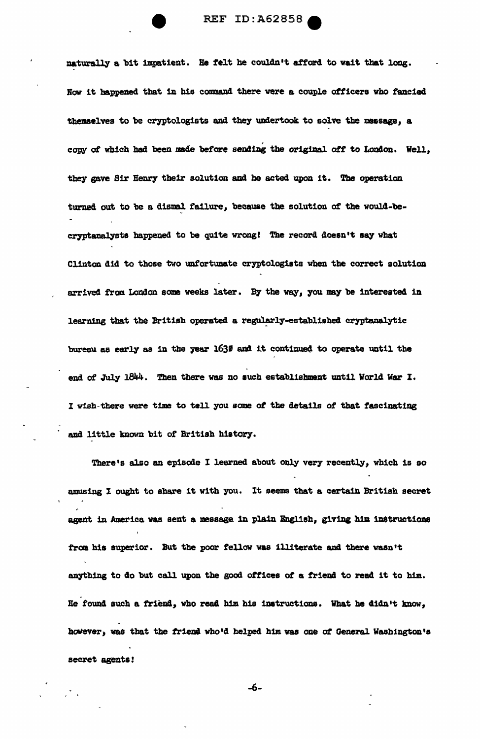naturally a bit impatient. He felt he couldn't afford to wait that long. Now it happened that in his command there were a couple officers who fancied themselves to be cryptologists and they undertook to solve the message, a copy of which had been made before sending the original off to London. Well, they gave Sir Henry their solution and he acted upon it. The operation turned out to be a dismal failure, because the solution of the would-be-cryptanalysts happened to be quite wrong! The record doesn't say what Clinton did to those two unfortunate cryptologists when the correct solution arrived from London some weeks later. By the way, you may be interested in learning that the British operated a regularly-established cryptanalytic bureau as early as in the year 1630 and it continued to operate until the end of July 1844. Then there was no such establishment until World War I. I wish there were time to tell you some of the details of that fascinating and little known bit of British history.

There's also an episode I learned about only very recently, which is so amusing I ought to share it with you. It seems that a certain British secret agent in America was sent a message in plain English, giving him instructions from his superior. But the poor fellow was illiterate and there wasn't anything to do but call upon the good offices of a friend to read it to him. He found such a friend, who read him his instructions. What he didn't know, however, was that the friend who'd helped him was one of General Washington's secret agents!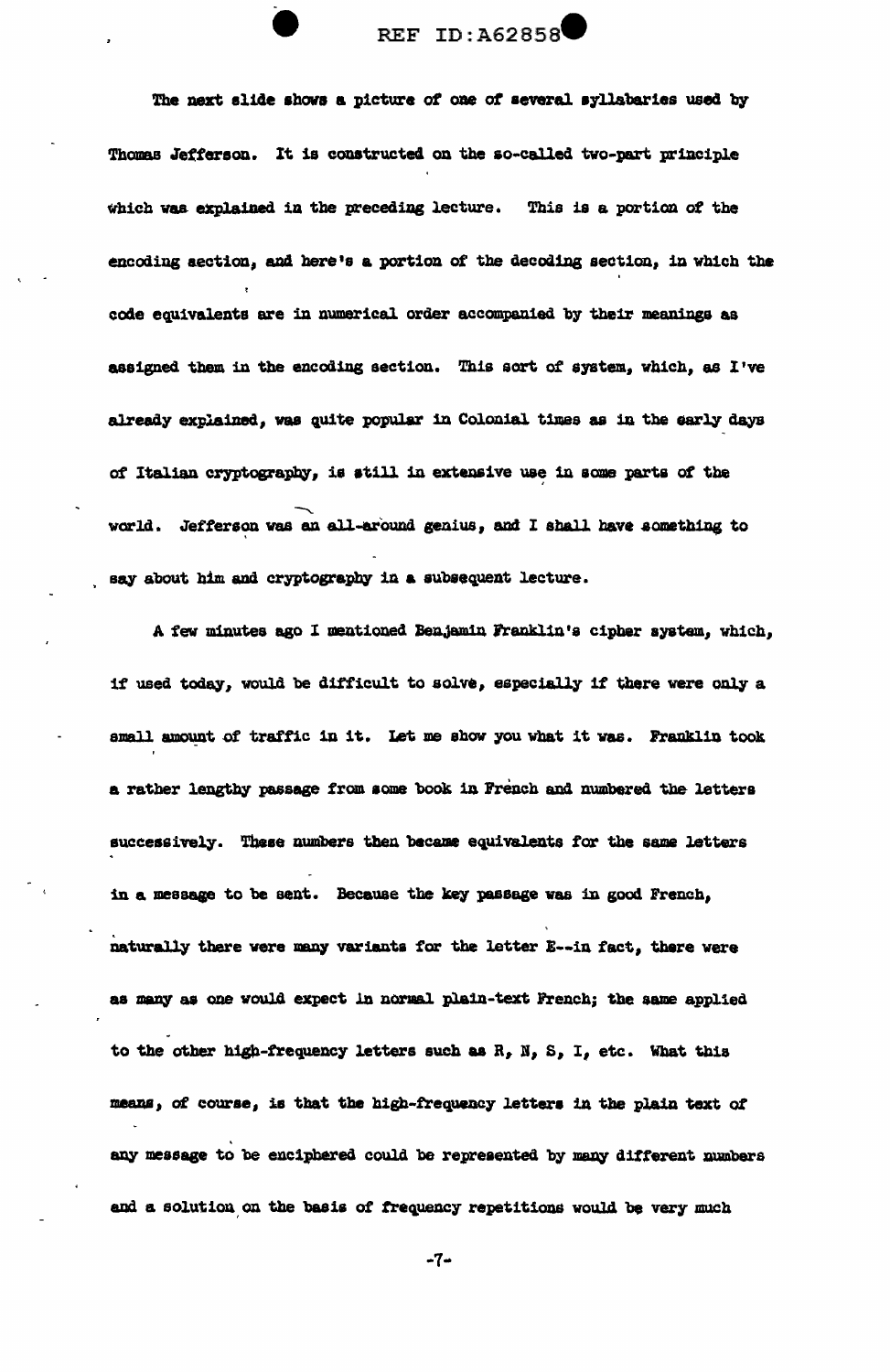The next slide shows a picture of one of several syllabaries used by Thomas Jefferson. It is constructed on the so-called two-part principle which was explained in the preceding lecture. This is a portion of the encoding section, and here's a portion of the decoding section, in which the code equivalents are in numerical order accompanied by their meanings as assigned them in the encoding section. This sort of system, which, as I've already explained, was quite popular in Colonial times as in the early days of Italian cryptography, is still in extensive use in some parts of the world. Jefferson was an all-around genius, and I shall have something to say about him and cryptography in a subsequent lecture.

A few minutes ago I mentioned Benjamin Franklin's cipher system, which, if used today, would be difficult to solve, especially if there were only a small amount of traffic in it. Let me show you what it was. Franklin took a rather lengthy passage from some book in French and numbered the letters successively. These numbers then became equivalents for the same letters in a message to be sent. Because the key passage was in good French, naturally there were many variants for the letter E--in fact, there were as many as one would expect in normal plain-text French; the same applied to the other high-frequency letters such as R, N, S, I, etc. What this means, of course, is that the high-frequency letters in the plain text of any message to be enciphered could be represented by many different numbers and a solution on the basis of frequency repetitions would be very much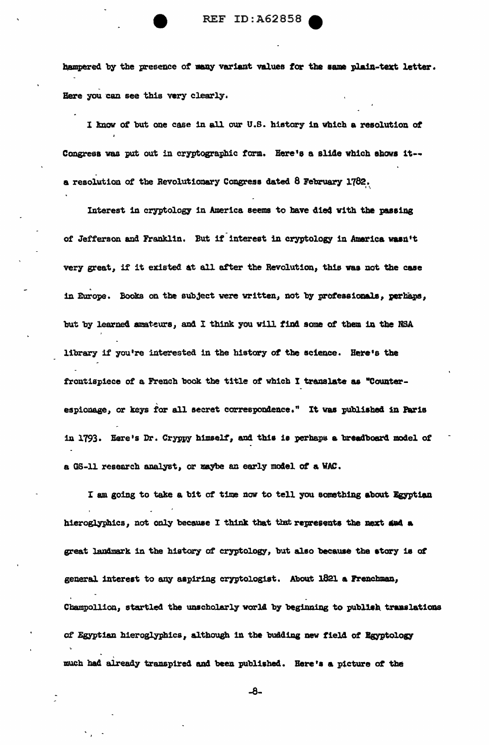hampered by the presence of many variant values for the same plain-text letter. Here you can see this very clearly.

I know of but one case in all our U.S. history in which a resolution of Congress was put out in cryptographic form. Here's a slide which shows it--a resolution of the Revolutionary Congress dated 8 February 1782.

Interest in cryptology in America seems to have died with the passing of Jefferson and Franklin. But if interest in cryptology in America wasn't very great, if it existed at all after the Revolution, this was not the case in Europe. Books on the subject were written, not by professionals, perhaps, but by learned amateurs, and I think you will find some of them in the NSA library if you're interested in the history of the science. Here's the frontispiece of a French book the title of which I translate as "Counter-espionage, or keys for all secret correspondence." It was published in Paris in 1793. Here's Dr. Cryppy himself, and this is perhaps a breadboard model of a GS-11 research analyst, or maybe an early model of a WAC.

I am going to take a bit of time now to tell you something about Egyptian hieroglyphics, not only because I think that that represents the next and a great landmark in the history of cryptology, but also because the story is of general interest to any aspiring cryptologist. About 1821 a Frenchman, Champollion, startled the unscholarly world by beginning to publish translations of Egyptian hieroglyphics, although in the budding new field of Egyptology much had already transpired and been published. Here's a picture of the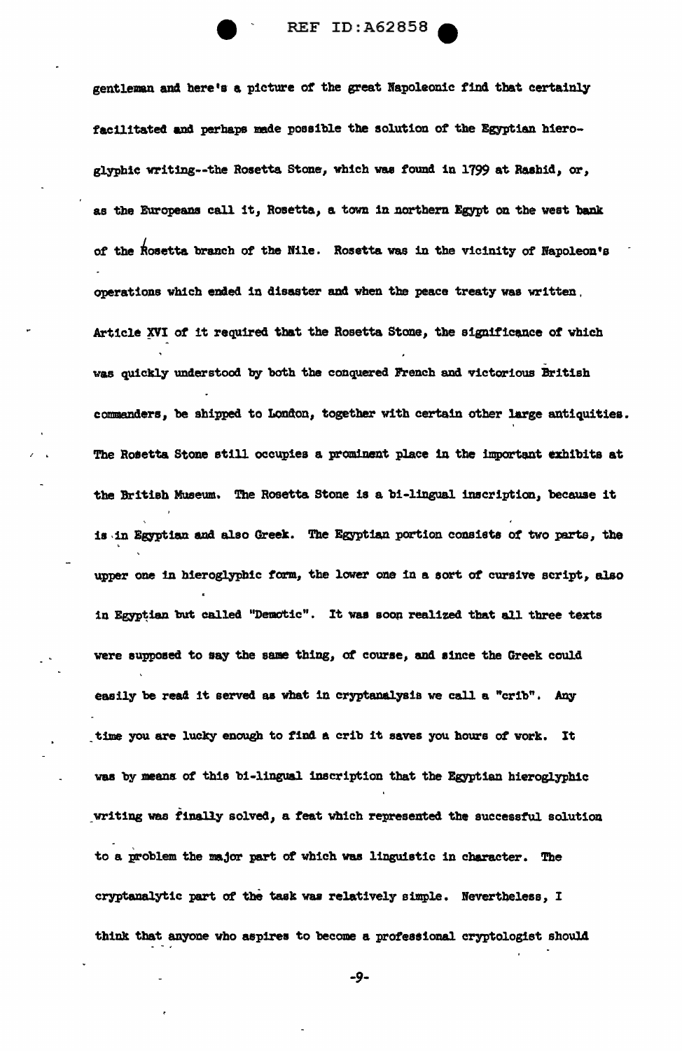gentleman and here's a picture of the great Napoleonic find that certainly facilitated and perhaps made possible the solution of the Egyptian hieroglyphic writing--the Rosetta Stone, which was found in 1799 at Rashid, or, as the Europeans call it, Rosetta, a town in northern Egypt on the west bank of the Rosetta branch of the Nile. Rosetta was in the vicinity of Napoleon's operations which ended in disaster and when the peace treaty was written, Article XVI of it required that the Rosetta Stone, the significance of which was quickly understood by both the conquered French and victorious British commanders, be shipped to London, together with certain other large antiquities. The Rosetta Stone still occupies a prominent place in the important exhibits at the British Museum. The Rosetta Stone is a bi-lingual inscription, because it is in Egyptian and also Greek. The Egyptian portion consists of two parts, the upper one in hieroglyphic form, the lower one in a sort of cursive script, also in Egyptian but called "Demotic". It was soon realized that all three texts were supposed to say the same thing, of course, and since the Greek could easily be read it served as what in cryptanalysis we call a "crib". Any time you are lucky enough to find a crib it saves you hours of work. It was by means of this bi-lingual inscription that the Egyptian hieroglyphic writing was finally solved, a feat which represented the successful solution to a problem the major part of which was linguistic in character. The cryptanalytic part of the task was relatively simple. Nevertheless, I think that anyone who aspires to become a professional cryptologist should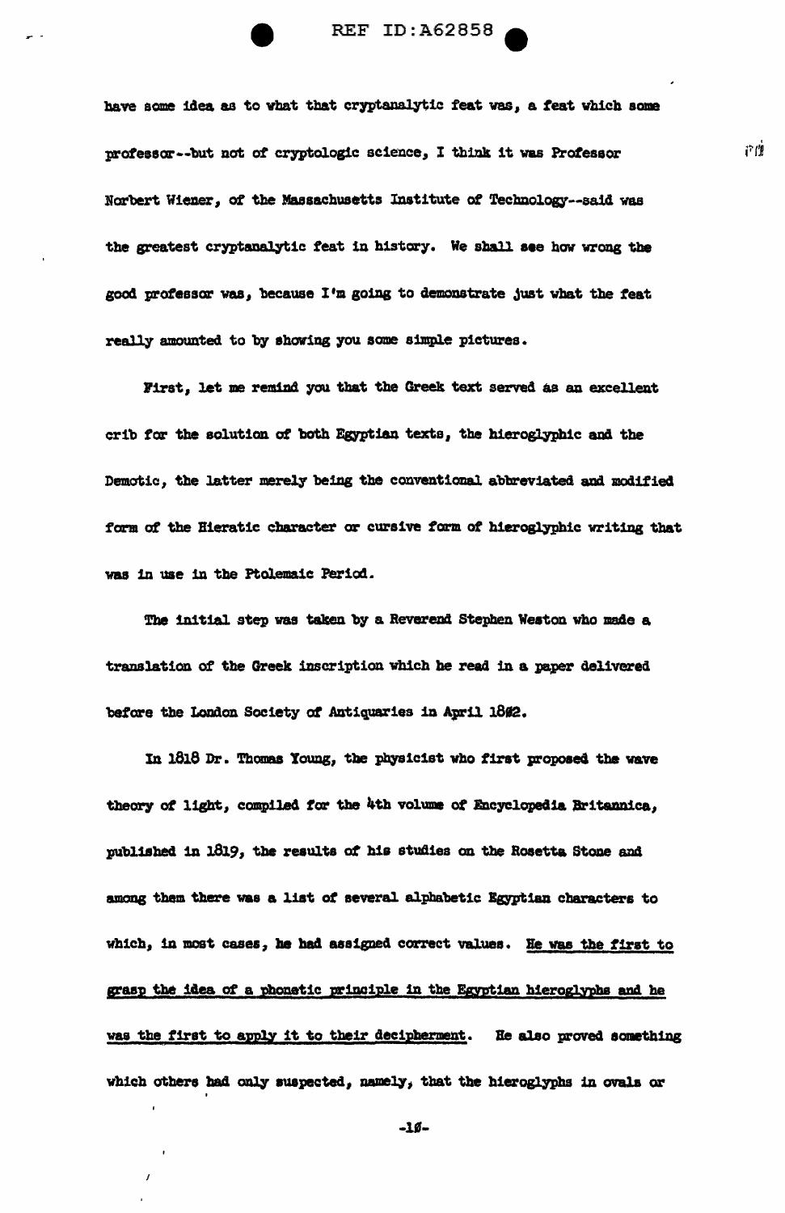have some idea as to what that cryptanalytic feat was, a feat which some professor--but not of cryptologic science, I think it was Professor Norbert Wiener, of the Massachusetts Institute of Technology--said was the greatest cryptanalytic feat in history. We shall see how wrong the good professor was, because I'm going to demonstrate just what the feat really amounted to by showing you some simple pictures.

First, let me remind you that the Greek text served as an excellent crib for the solution of both Egyptian texts, the hieroglyphic and the Demotic, the latter merely being the conventional abbreviated and modified form of the Hieratic character or cursive form of hieroglyphic writing that was in use in the Ptolemaic Period.

The initial step was taken by a Reverend Stephen Weston who made a translation of the Greek inscription which he read in a paper delivered before the London Society of Antiquaries in April 1802.

In 1818 Dr. Thomas Young, the physicist who first proposed the wave theory of light, compiled for the 4th volume of Encyclopedia Britannica, published in 1819, the results of his studies on the Rosetta Stone and among them there was a list of several alphabetic Egyptian characters to which, in most cases, he had assigned correct values. He was the first to grasp the idea of a phonetic principle in the Egyptian hieroglyphs and he was the first to apply it to their decipherment. He also proved something which others had only suspected, namely, that the hieroglyphs in ovals or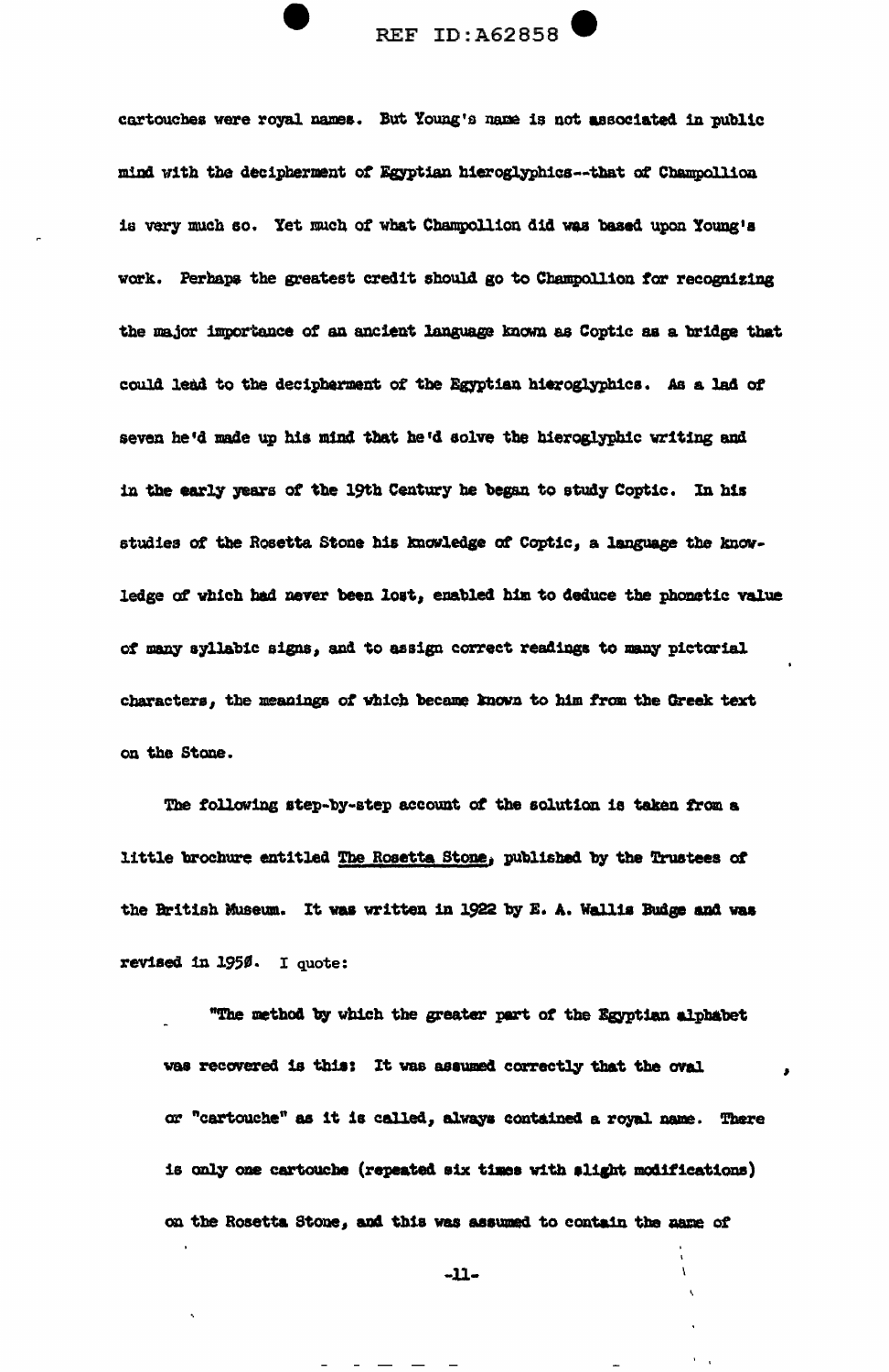cartouches were royal names. But Young's name is not associated in public mind with the decipherment of Egyptian hieroglyphics--that of Champollion is very much so. Yet much of what Champollion did was based upon Young's work. Perhaps the greatest credit should go to Champollion for recognizing the major importance of an ancient language known as Coptic as a bridge that could lead to the decipherment of the Egyptian hieroglyphics. As a lad of seven he'd made up his mind that he'd solve the hieroglyphic writing and in the early years of the 19th Century he began to study Coptic. In his studies of the Rosetta Stone his knowledge of Coptic, a language the knowledge of which had never been lost, enabled him to deduce the phonetic value of many syllabic signs, and to assign correct readings to many pictorial characters, the meanings of which became known to him from the Greek text on the Stone.

The following step-by-step account of the solution is taken from a little brochure entitled The Rosetta Stone, published by the Trustees of the British Museum. It was written in 1922 by E. A. Wallis Budge and was revised in 1950. I quote:

> "The method by which the greater part of the Egyptian alphabet was recovered is this: It was assumed correctly that the oval or "cartouche" as it is called, always contained a royal name. There is only one cartouche (repeated six times with slight modifications) on the Rosetta Stone, and this was assumed to contain the name of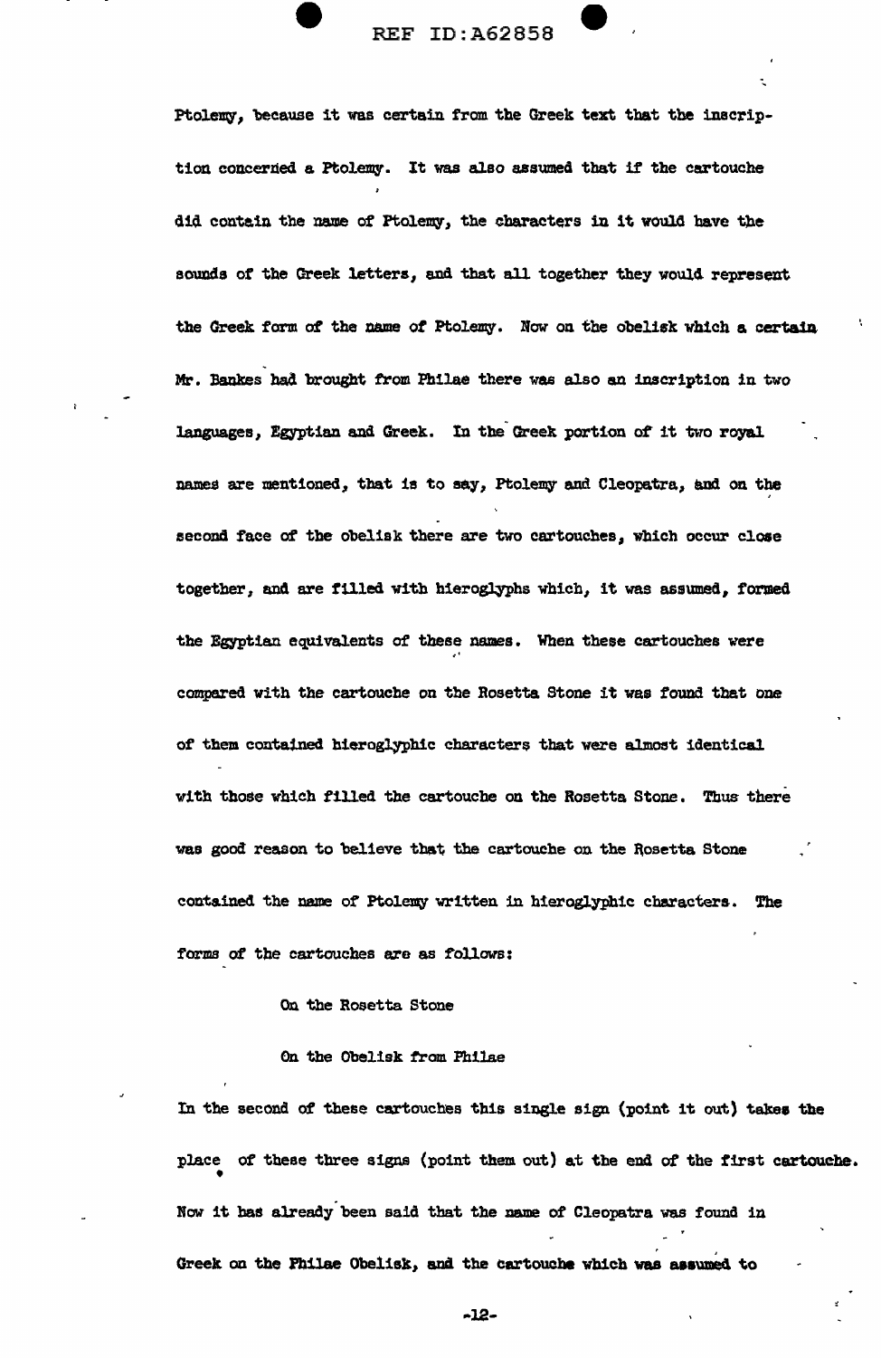Ptolemy, because it was certain from the Greek text that the inscription concerned a Ptolemy. It was also assumed that if the cartouche did contain the name of Ptolemy, the characters in it would have the sounds of the Greek letters, and that all together they would represent the Greek form of the name of Ptolemy. Now on the obelisk which a certain Mr. Bankes had brought from Philae there was also an inscription in two languages, Egyptian and Greek. In the Greek portion of it two royal names are mentioned, that is to say, Ptolemy and Cleopatra, and on the second face of the obelisk there are two cartouches, which occur close together, and are filled with hieroglyphs which, it was assumed, formed the Egyptian equivalents of these names. When these cartouches were compared with the cartouche on the Rosetta Stone it was found that one of them contained hieroglyphic characters that were almost identical with those which filled the cartouche on the Rosetta Stone. Thus there was good reason to believe that the cartouche on the Rosetta Stone contained the name of Ptolemy written in hieroglyphic characters. The forms of the cartouches are as follows:

On the Rosetta Stone

On the Obelisk from Philae

In the second of these cartouches this single sign (point it out) takes the place of these three signs (point them out) at the end of the first cartouche. Now it has already been said that the name of Cleopatra was found in Greek on the Philae Obelisk, and the cartouche which was assumed to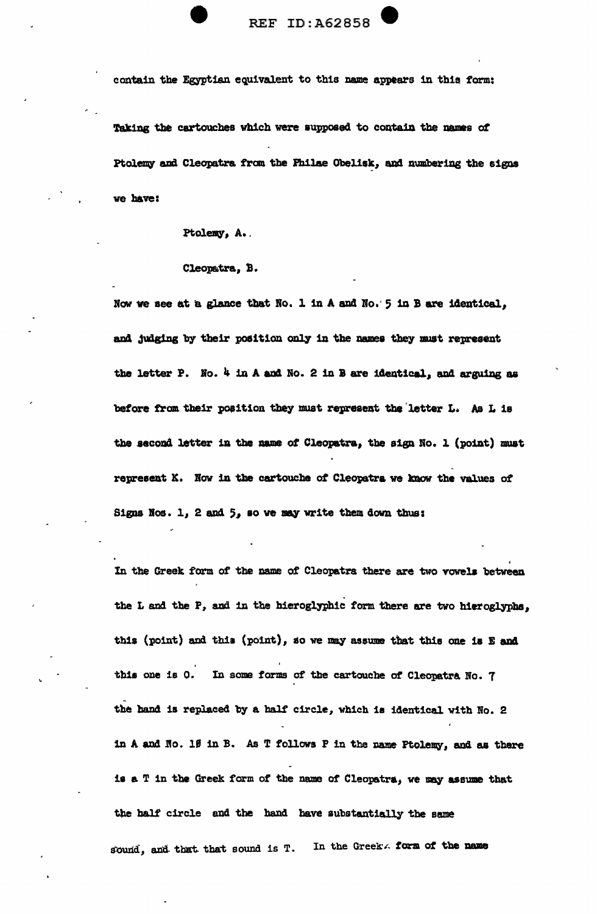contain the Egyptian equivalent to this name appears in this form:

Taking the cartouches which were supposed to contain the names of Ptolemy and Cleopatra from the Philae Obelisk, and numbering the signs we have:

Ptolemy, A.

Cleopatra, B.

Now we see at a glance that No. 1 in A and No. 5 in B are identical, and judging by their position only in the names they must represent the letter P. No. 4 in A and No. 2 in B are identical, and arguing as before from their position they must represent the letter L. As L is the second letter in the name of Cleopatra, the sign No. 1 (point) must represent K. Now in the cartouche of Cleopatra we know the values of Signs Nos. 1, 2 and 5, so we may write them down thus:

In the Greek form of the name of Cleopatra there are two vowels between the L and the P, and in the hieroglyphic form there are two hieroglyphs, this (point) and this (point), so we may assume that this one is E and this one is O. In some forms of the cartouche of Cleopatra No. 7 the hand is replaced by a half circle, which is identical with No. 2 in A and No. 10 in B. As T follows P in the name Ptolemy, and as there is a T in the Greek form of the name of Cleopatra, we may assume that the half circle and the hand have substantially the same sound, and that that sound is T. In the Greek form of the name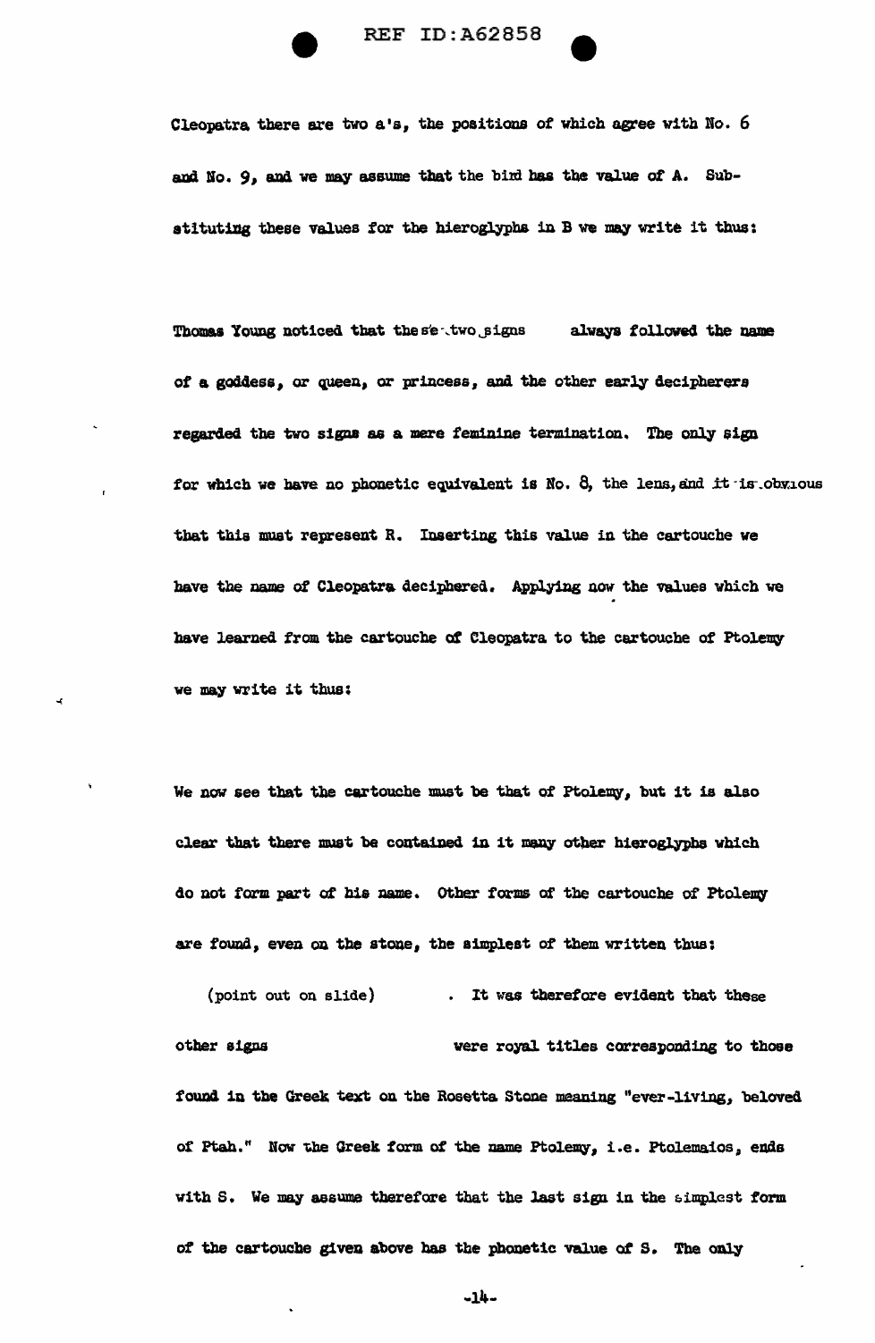Cleopatra there are two a's, the positions of which agree with No. 6 and No. 9, and we may assume that the bird has the value of A. Substituting these values for the hieroglyphs in B we may write it thus:

Thomas Young noticed that these two signs always followed the name of a goddess, or queen, or princess, and the other early decipherers regarded the two signs as a mere feminine termination. The only sign for which we have no phonetic equivalent is No. 8, the lens, and it is obvious that this must represent R. Inserting this value in the cartouche we have the name of Cleopatra deciphered. Applying now the values which we have learned from the cartouche of Cleopatra to the cartouche of Ptolemy we may write it thus:

We now see that the cartouche must be that of Ptolemy, but it is also clear that there must be contained in it many other hieroglyphs which do not form part of his name. Other forms of the cartouche of Ptolemy are found, even on the stone, the simplest of them written thus:

(point out on slide) . It was therefore evident that these other signs were royal titles corresponding to those found in the Greek text on the Rosetta Stone meaning "ever-living, beloved of Ptah." Now the Greek form of the name Ptolemy, i.e. Ptolemaios, ends with S. We may assume therefore that the last sign in the simplest form of the cartouche given above has the phonetic value of S. The only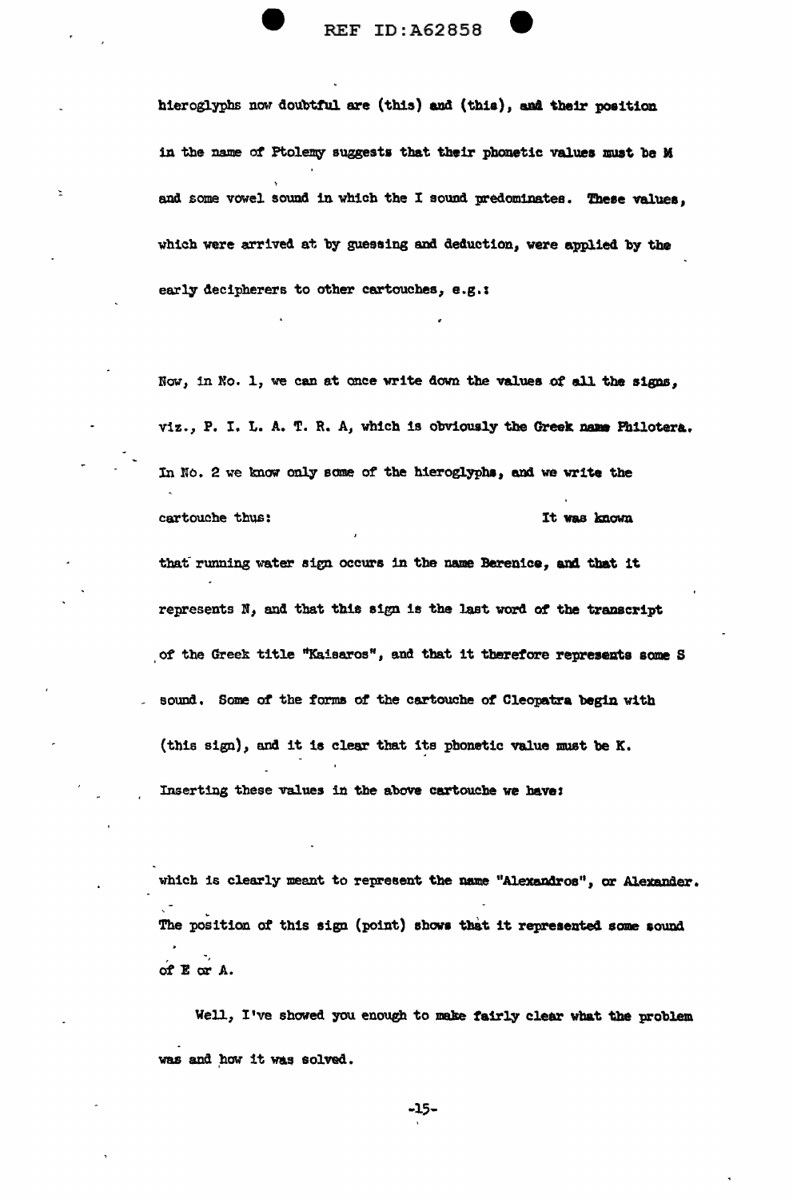hieroglyphs now doubtful are (this) and (this), and their position in the name of Ptolemy suggests that their phonetic values must be M and some vowel sound in which the I sound predominates. These values, which were arrived at by guessing and deduction, were applied by the early decipherers to other cartouches, e.g.:

Now, in No. 1, we can at once write down the values of all the signs, viz., P. I. L. A. T. R. A, which is obviously the Greek name Philotera. In No. 2 we know only some of the hieroglyphs, and we write the cartouche thus: It was known that running water sign occurs in the name Berenice, and that it represents N, and that this sign is the last word of the transcript of the Greek title "Kaisaros", and that it therefore represents some S sound. Some of the forms of the cartouche of Cleopatra begin with (this sign), and it is clear that its phonetic value must be K. Inserting these values in the above cartouche we have:

which is clearly meant to represent the name "Alexandros", or Alexander. The position of this sign (point) shows that it represented some sound of E or A.

Well, I've showed you enough to make fairly clear what the problem was and how it was solved.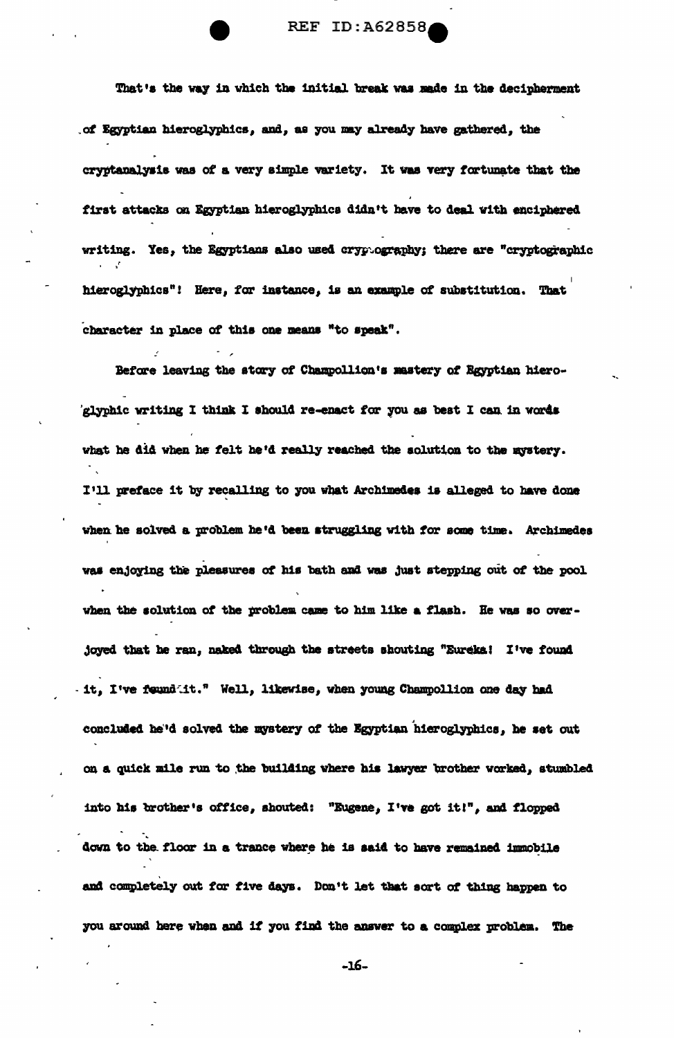That's the way in which the initial break was made in the decipherment of Egyptian hieroglyphics, and, as you may already have gathered, the cryptanalysis was of a very simple variety. It was very fortunate that the first attacks on Egyptian hieroglyphics didn't have to deal with enciphered writing. Yes, the Egyptians also used cryptography; there are "cryptographic hieroglyphics"! Here, for instance, is an example of substitution. That character in place of this one means "to speak".

Before leaving the story of Champollion's mastery of Egyptian hieroglyphic writing I think I should re-enact for you as best I can in words what he did when he felt he'd really reached the solution to the mystery. I'll preface it by recalling to you what Archimedes is alleged to have done when he solved a problem he'd been struggling with for some time. Archimedes was enjoying the pleasures of his bath and was just stepping out of the pool when the solution of the problem came to him like a flash. He was so overjoyed that he ran, naked through the streets shouting "Eureka! I've found it, I've found it." Well, likewise, when young Champollion one day had concluded he'd solved the mystery of the Egyptian hieroglyphics, he set out on a quick mile run to the building where his lawyer brother worked, stumbled into his brother's office, shouted: "Eugene, I've got it!", and flopped down to the floor in a trance where he is said to have remained immobile and completely out for five days. Don't let that sort of thing happen to you around here when and if you find the answer to a complex problem. The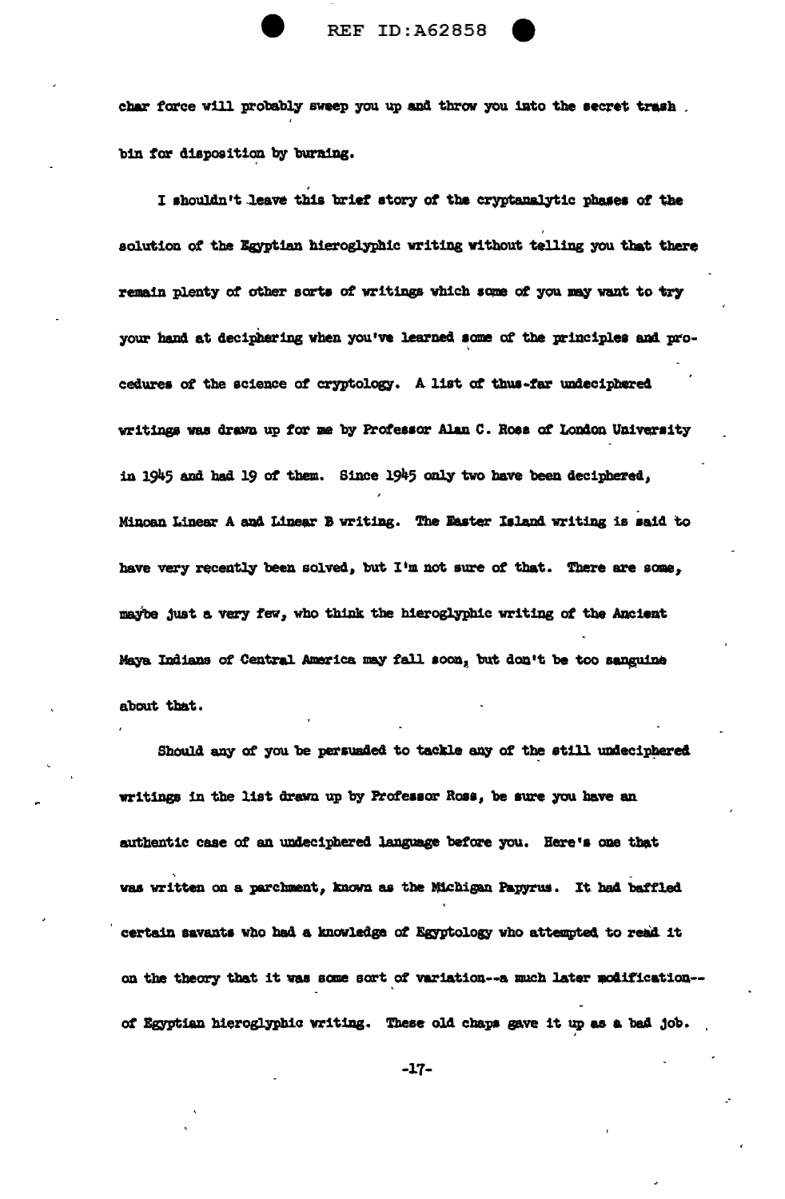char force will probably sweep you up and throw you into the secret trash bin for disposition by burning.

I shouldn't leave this brief story of the cryptanalytic phases of the solution of the Egyptian hieroglyphic writing without telling you that there remain plenty of other sorts of writings which some of you may want to try your hand at deciphering when you've learned some of the principles and procedures of the science of cryptology. A list of thus-far undeciphered writings was drawn up for me by Professor Alan C. Ross of London University in 1945 and had 19 of them. Since 1945 only two have been deciphered, Minoan Linear A and Linear B writing. The Easter Island writing is said to have very recently been solved, but I'm not sure of that. There are some, maybe just a very few, who think the hieroglyphic writing of the Ancient Maya Indians of Central America may fall soon, but don't be too sanguine about that.

Should any of you be persuaded to tackle any of the still undeciphered writings in the list drawn up by Professor Ross, be sure you have an authentic case of an undeciphered language before you. Here's one that was written on a parchment, known as the Michigan Papyrus. It had baffled certain savants who had a knowledge of Egyptology who attempted to read it on the theory that it was some sort of variation--a much later modification--of Egyptian hieroglyphic writing. These old chaps gave it up as a bad job.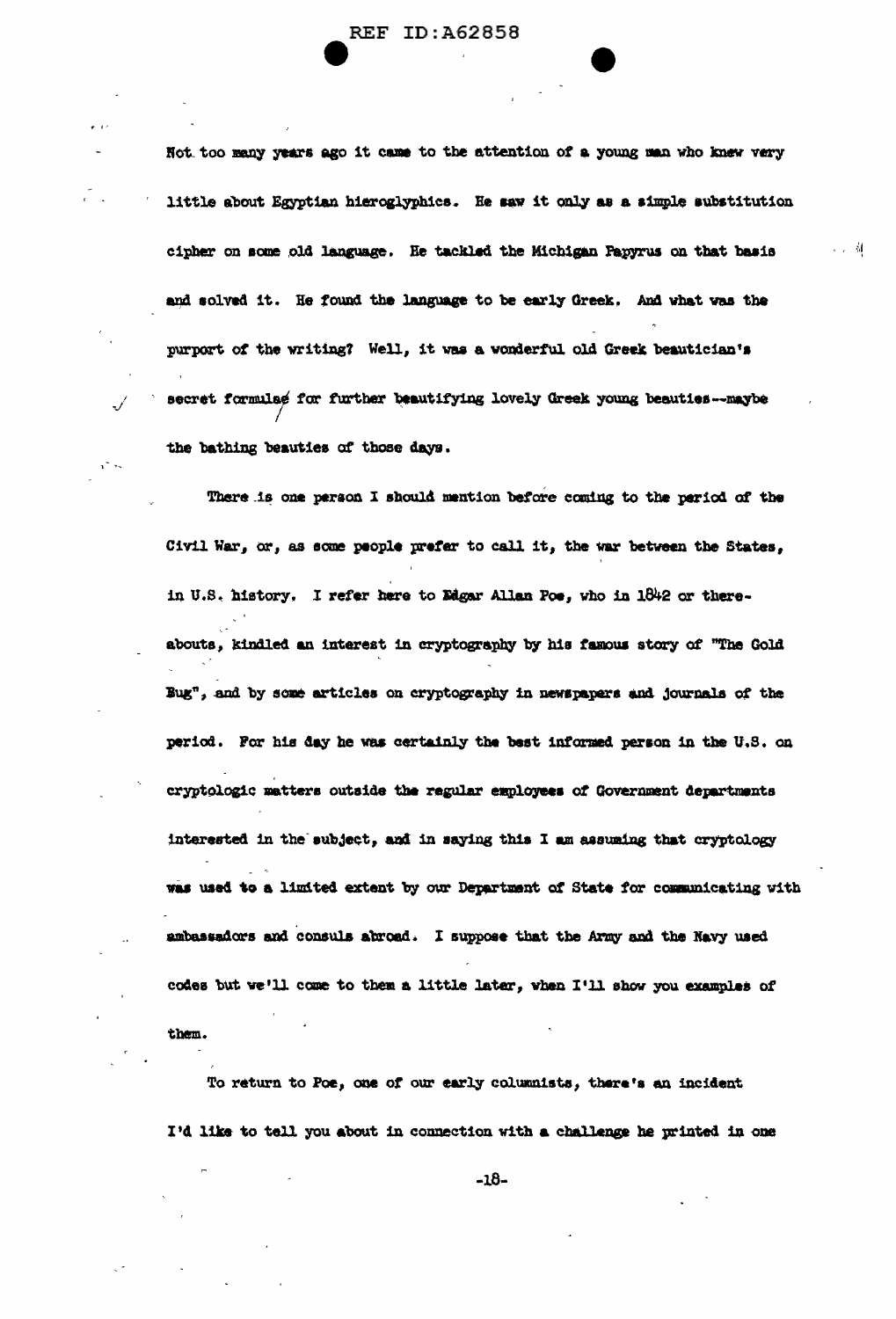Not too many years ago it came to the attention of a young man who knew very little about Egyptian hieroglyphics. He saw it only as a simple substitution cipher on some old language. He tackled the Michigan Papyrus on that basis and solved it. He found the language to be early Greek. And what was the purport of the writing? Well, it was a wonderful old Greek beautician's secret formulae for further beautifying lovely Greek young beauties--maybe the bathing beauties of those days.

There is one person I should mention before coming to the period of the Civil War, or, as some people prefer to call it, the war between the States, in U.S. history. I refer here to Edgar Allan Poe, who in 1842 or thereabouts, kindled an interest in cryptography by his famous story of "The Gold Bug", and by some articles on cryptography in newspapers and journals of the period. For his day he was certainly the best informed person in the U.S. on cryptologic matters outside the regular employees of Government departments interested in the subject, and in saying this I am assuming that cryptology was used to a limited extent by our Department of State for communicating with ambassadors and consuls abroad. I suppose that the Army and the Navy used codes but we'll come to them a little later, when I'll show you examples of them.

To return to Poe, one of our early columnists, there's an incident I'd like to tell you about in connection with a challenge he printed in one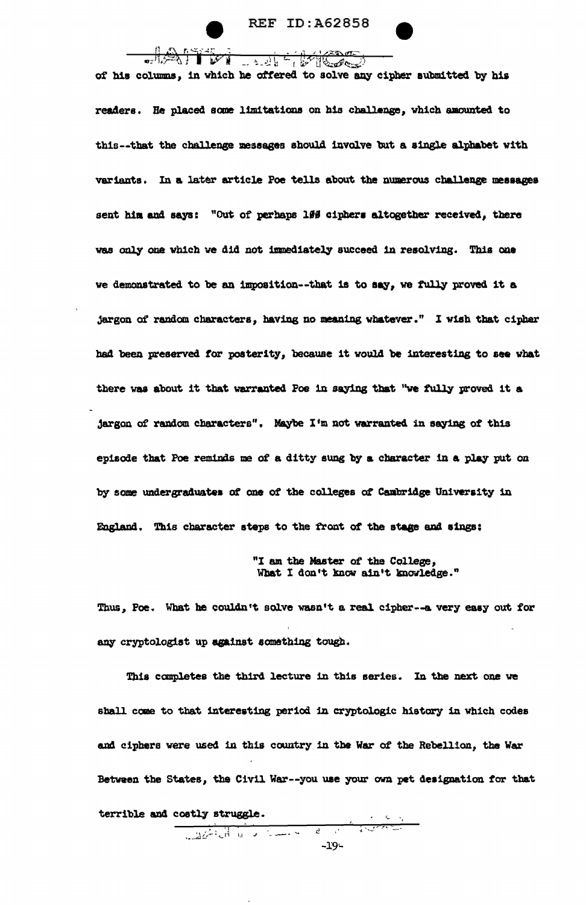of his columns, in which he offered to solve any cipher submitted by his readers. He placed some limitations on his challenge, which amounted to this--that the challenge messages should involve but a single alphabet with variants. In a later article Poe tells about the numerous challenge messages sent him and says: "Out of perhaps 100 ciphers altogether received, there was only one which we did not immediately succeed in resolving. This one we demonstrated to be an imposition--that is to say, we fully proved it a jargon of random characters, having no meaning whatever." I wish that cipher had been preserved for posterity, because it would be interesting to see what there was about it that warranted Poe in saying that "we fully proved it a jargon of random characters". Maybe I'm not warranted in saying of this episode that Poe reminds me of a ditty sung by a character in a play put on by some undergraduates of one of the colleges of Cambridge University in England. This character steps to the front of the stage and sings:

> "I am the Master of the College,
> What I don't know ain't knowledge."

Thus, Poe. What he couldn't solve wasn't a real cipher--a very easy out for any cryptologist up against something tough.

This completes the third lecture in this series. In the next one we shall come to that interesting period in cryptologic history in which codes and ciphers were used in this country in the War of the Rebellion, the War Between the States, the Civil War--you use your own pet designation for that terrible and costly struggle.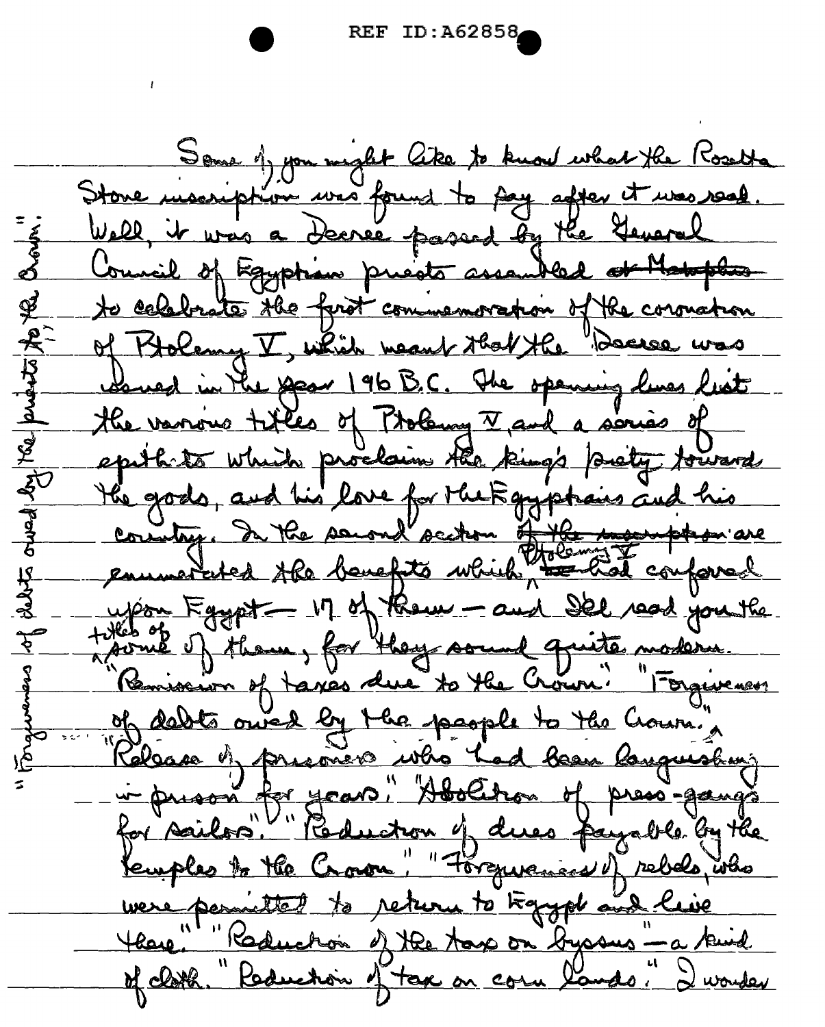Some of you might like to know what the Rosetta Stone inscription was found to say after it was read. Well, it was a Decree passed by the General Council of Egyptian priests assembled ~~at Memphis~~ to celebrate the first commemoration of the coronation of Ptolemy V, which meant that the Decree was issued in the year 196 B.C. The opening lines list the various titles of Ptolemy V, and a series of epithets which proclaim the king's piety towards the gods, and his love for the Egyptians and his country. In the second section ~~of the inscription~~ are enumerated the benefits which Ptolemy V ~~he~~ had conferred upon Egypt — 17 of them — and I'll read you the titles of some of them, for they sound quite modern. "Remission of taxes due to the Crown." "Forgiveness of debts owed by the people to the Crown." "Forgiveness of debts owed by the priests to the Crown." "Release of prisoners who had been languishing in prison for years." "Abolition of press-gangs for sailors." "Reduction of dues payable by the temples to the Crown." "Forgiveness of rebels, who were permitted to return to Egypt and live there." "Reduction of the tax on byssus" — a kind of cloth. "Reduction of tax on corn lands." I wonder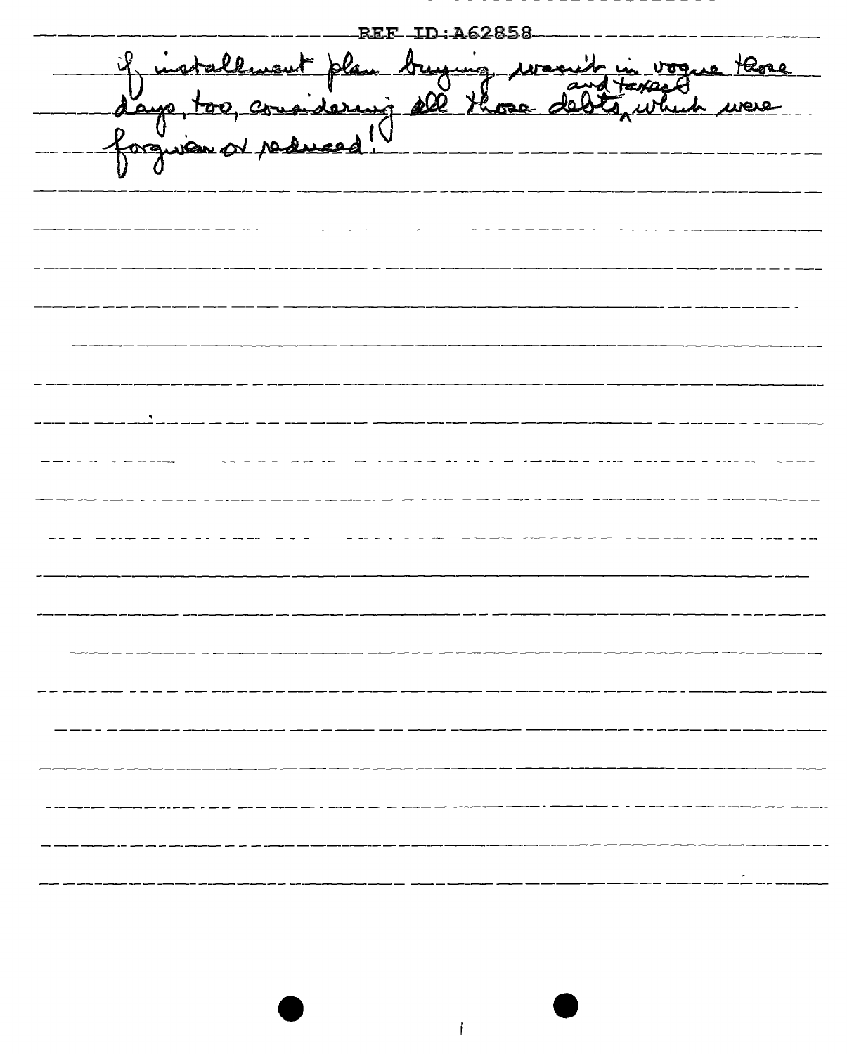if installment plan buying wasn't in vogue those days, too, considering all those debts and taxes, which were forgiven or reduced!